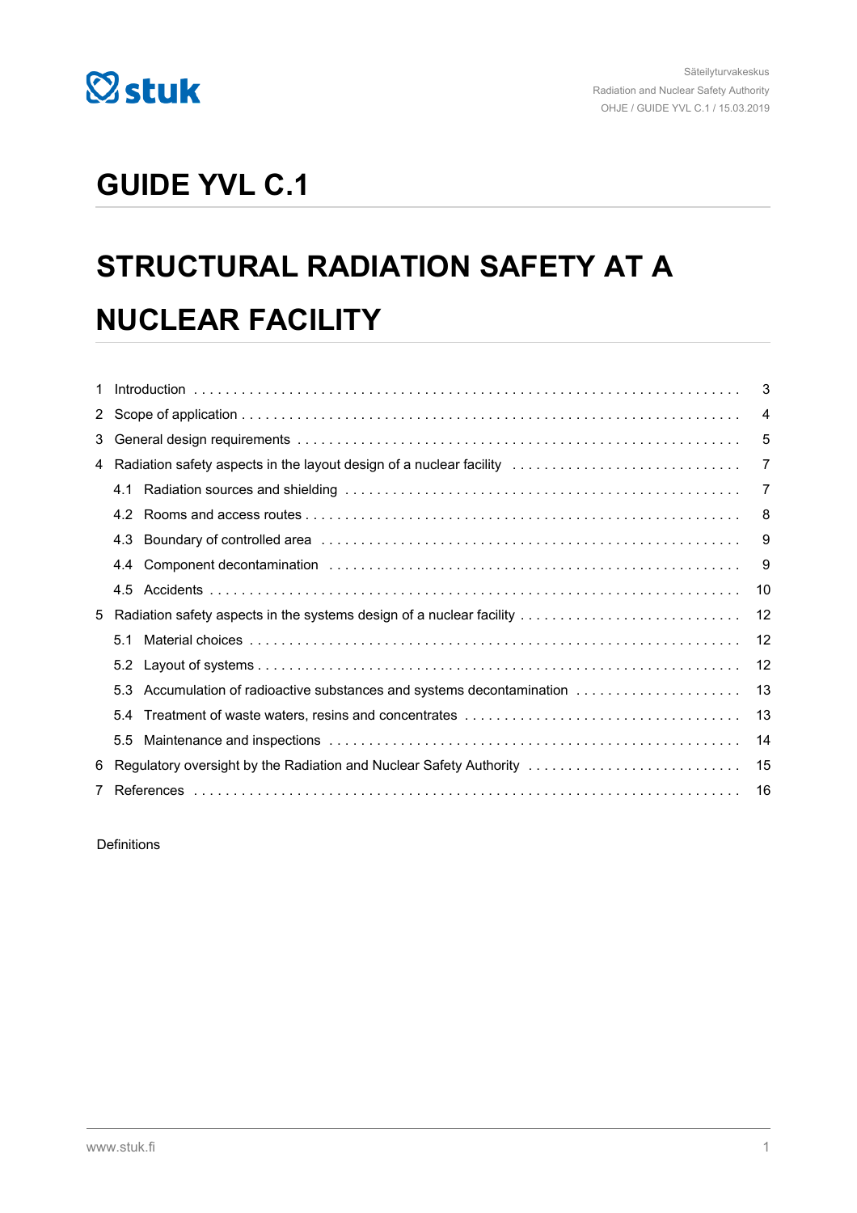# GUIDE YVL C.1

# STRUCTURAL RADIATION SAFETY AT A NUCLEAR FACILITY

| | |
|---|---|
| 1 Introduction | 3 |
| 2 Scope of application | 4 |
| 3 General design requirements | 5 |
| 4 Radiation safety aspects in the layout design of a nuclear facility | 7 |
| 4.1 Radiation sources and shielding | 7 |
| 4.2 Rooms and access routes | 8 |
| 4.3 Boundary of controlled area | 9 |
| 4.4 Component decontamination | 9 |
| 4.5 Accidents | 10 |
| 5 Radiation safety aspects in the systems design of a nuclear facility | 12 |
| 5.1 Material choices | 12 |
| 5.2 Layout of systems | 12 |
| 5.3 Accumulation of radioactive substances and systems decontamination | 13 |
| 5.4 Treatment of waste waters, resins and concentrates | 13 |
| 5.5 Maintenance and inspections | 14 |
| 6 Regulatory oversight by the Radiation and Nuclear Safety Authority | 15 |
| 7 References | 16 |

Definitions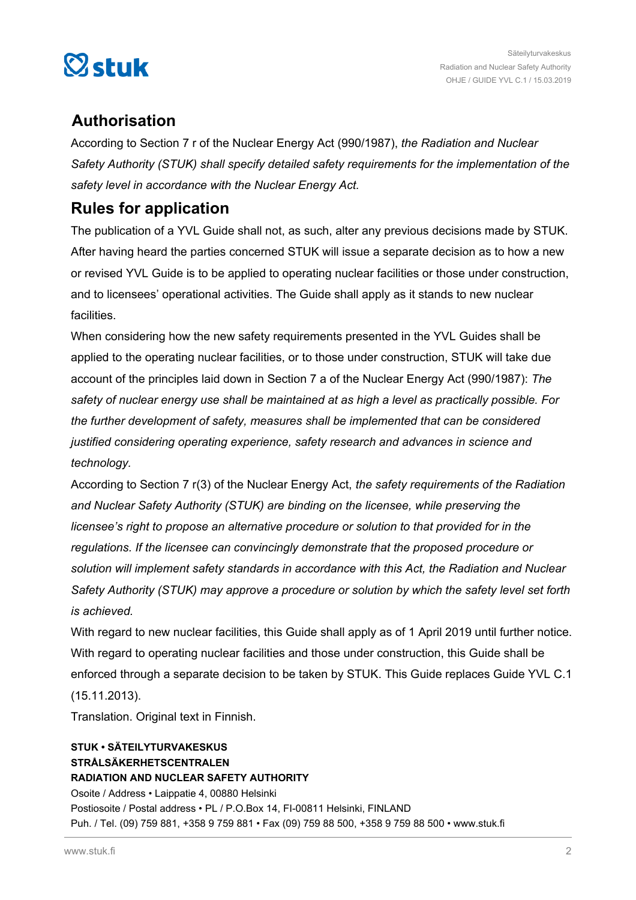## Authorisation

According to Section 7 r of the Nuclear Energy Act (990/1987), *the Radiation and Nuclear Safety Authority (STUK) shall specify detailed safety requirements for the implementation of the safety level in accordance with the Nuclear Energy Act.*

## Rules for application

The publication of a YVL Guide shall not, as such, alter any previous decisions made by STUK. After having heard the parties concerned STUK will issue a separate decision as to how a new or revised YVL Guide is to be applied to operating nuclear facilities or those under construction, and to licensees' operational activities. The Guide shall apply as it stands to new nuclear facilities.

When considering how the new safety requirements presented in the YVL Guides shall be applied to the operating nuclear facilities, or to those under construction, STUK will take due account of the principles laid down in Section 7 a of the Nuclear Energy Act (990/1987): *The safety of nuclear energy use shall be maintained at as high a level as practically possible. For the further development of safety, measures shall be implemented that can be considered justified considering operating experience, safety research and advances in science and technology.*

According to Section 7 r(3) of the Nuclear Energy Act, *the safety requirements of the Radiation and Nuclear Safety Authority (STUK) are binding on the licensee, while preserving the licensee's right to propose an alternative procedure or solution to that provided for in the regulations. If the licensee can convincingly demonstrate that the proposed procedure or solution will implement safety standards in accordance with this Act, the Radiation and Nuclear Safety Authority (STUK) may approve a procedure or solution by which the safety level set forth is achieved.*

With regard to new nuclear facilities, this Guide shall apply as of 1 April 2019 until further notice. With regard to operating nuclear facilities and those under construction, this Guide shall be enforced through a separate decision to be taken by STUK. This Guide replaces Guide YVL C.1 (15.11.2013).

Translation. Original text in Finnish.

**STUK • SÄTEILYTURVAKESKUS**
**STRÅLSÄKERHETSCENTRALEN**
**RADIATION AND NUCLEAR SAFETY AUTHORITY**
Osoite / Address • Laippatie 4, 00880 Helsinki
Postiosoite / Postal address • PL / P.O.Box 14, FI-00811 Helsinki, FINLAND
Puh. / Tel. (09) 759 881, +358 9 759 881 • Fax (09) 759 88 500, +358 9 759 88 500 • www.stuk.fi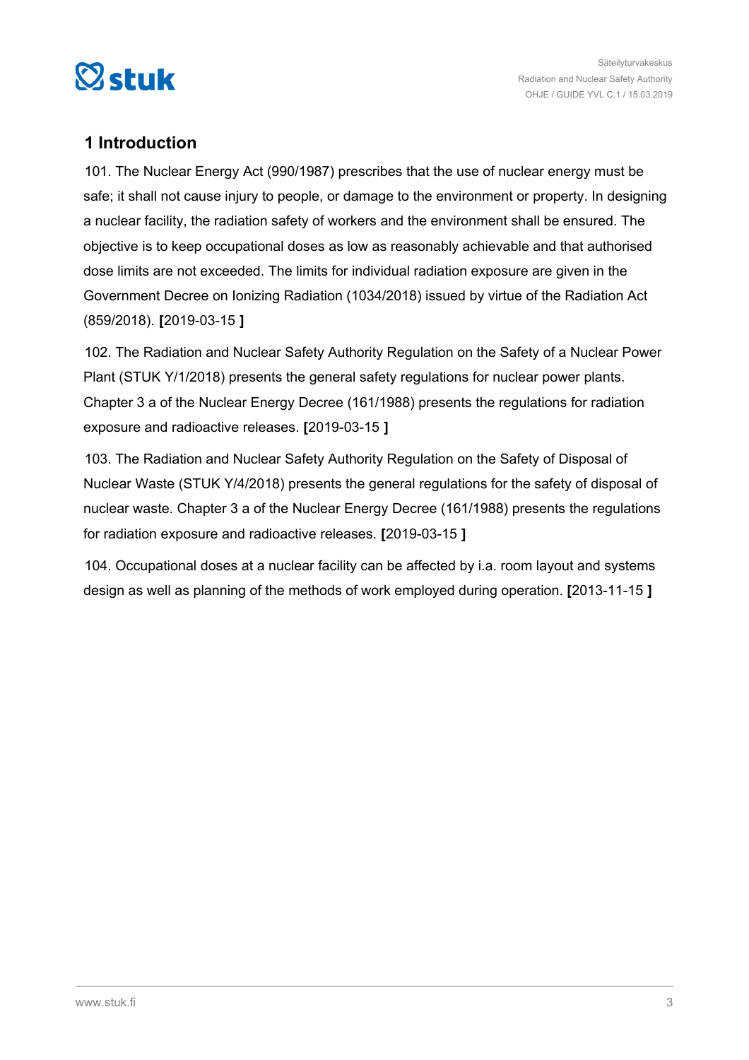## 1 Introduction

101. The Nuclear Energy Act (990/1987) prescribes that the use of nuclear energy must be safe; it shall not cause injury to people, or damage to the environment or property. In designing a nuclear facility, the radiation safety of workers and the environment shall be ensured. The objective is to keep occupational doses as low as reasonably achievable and that authorised dose limits are not exceeded. The limits for individual radiation exposure are given in the Government Decree on Ionizing Radiation (1034/2018) issued by virtue of the Radiation Act (859/2018). **[**2019-03-15 **]**

102. The Radiation and Nuclear Safety Authority Regulation on the Safety of a Nuclear Power Plant (STUK Y/1/2018) presents the general safety regulations for nuclear power plants. Chapter 3 a of the Nuclear Energy Decree (161/1988) presents the regulations for radiation exposure and radioactive releases. **[**2019-03-15 **]**

103. The Radiation and Nuclear Safety Authority Regulation on the Safety of Disposal of Nuclear Waste (STUK Y/4/2018) presents the general regulations for the safety of disposal of nuclear waste. Chapter 3 a of the Nuclear Energy Decree (161/1988) presents the regulations for radiation exposure and radioactive releases. **[**2019-03-15 **]**

104. Occupational doses at a nuclear facility can be affected by i.a. room layout and systems design as well as planning of the methods of work employed during operation. **[**2013-11-15 **]**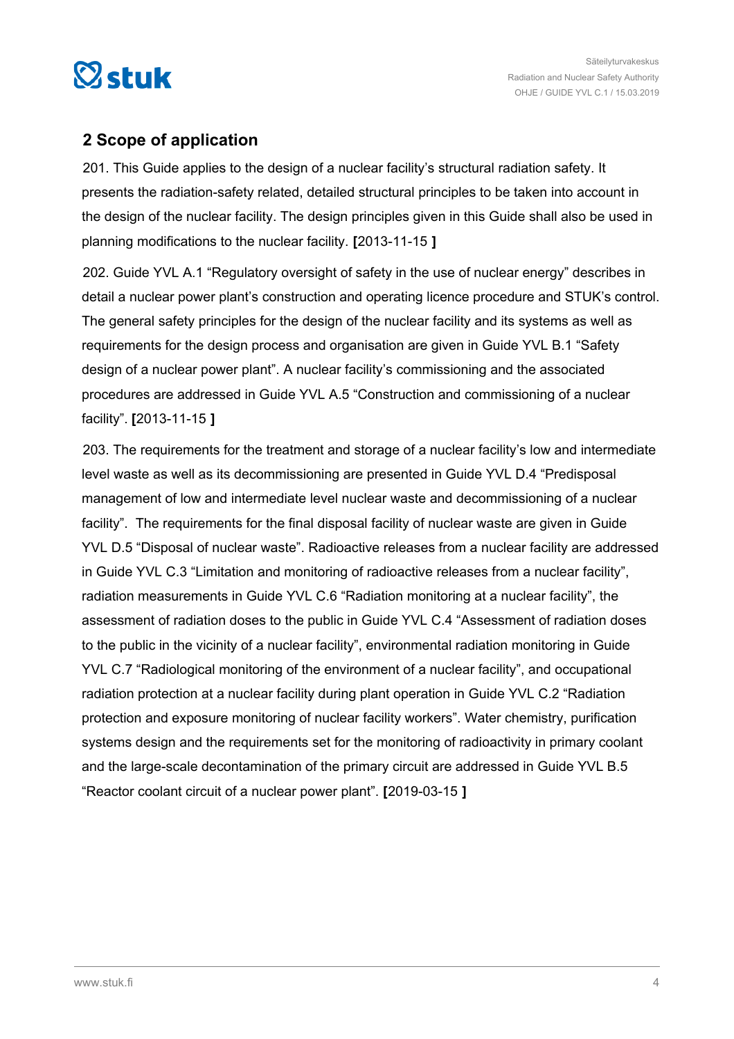## 2 Scope of application

201. This Guide applies to the design of a nuclear facility's structural radiation safety. It presents the radiation-safety related, detailed structural principles to be taken into account in the design of the nuclear facility. The design principles given in this Guide shall also be used in planning modifications to the nuclear facility. **[**2013-11-15 **]**

202. Guide YVL A.1 "Regulatory oversight of safety in the use of nuclear energy" describes in detail a nuclear power plant's construction and operating licence procedure and STUK's control. The general safety principles for the design of the nuclear facility and its systems as well as requirements for the design process and organisation are given in Guide YVL B.1 "Safety design of a nuclear power plant". A nuclear facility's commissioning and the associated procedures are addressed in Guide YVL A.5 "Construction and commissioning of a nuclear facility". **[**2013-11-15 **]**

203. The requirements for the treatment and storage of a nuclear facility's low and intermediate level waste as well as its decommissioning are presented in Guide YVL D.4 "Predisposal management of low and intermediate level nuclear waste and decommissioning of a nuclear facility". The requirements for the final disposal facility of nuclear waste are given in Guide YVL D.5 "Disposal of nuclear waste". Radioactive releases from a nuclear facility are addressed in Guide YVL C.3 "Limitation and monitoring of radioactive releases from a nuclear facility", radiation measurements in Guide YVL C.6 "Radiation monitoring at a nuclear facility", the assessment of radiation doses to the public in Guide YVL C.4 "Assessment of radiation doses to the public in the vicinity of a nuclear facility", environmental radiation monitoring in Guide YVL C.7 "Radiological monitoring of the environment of a nuclear facility", and occupational radiation protection at a nuclear facility during plant operation in Guide YVL C.2 "Radiation protection and exposure monitoring of nuclear facility workers". Water chemistry, purification systems design and the requirements set for the monitoring of radioactivity in primary coolant and the large-scale decontamination of the primary circuit are addressed in Guide YVL B.5 "Reactor coolant circuit of a nuclear power plant". **[**2019-03-15 **]**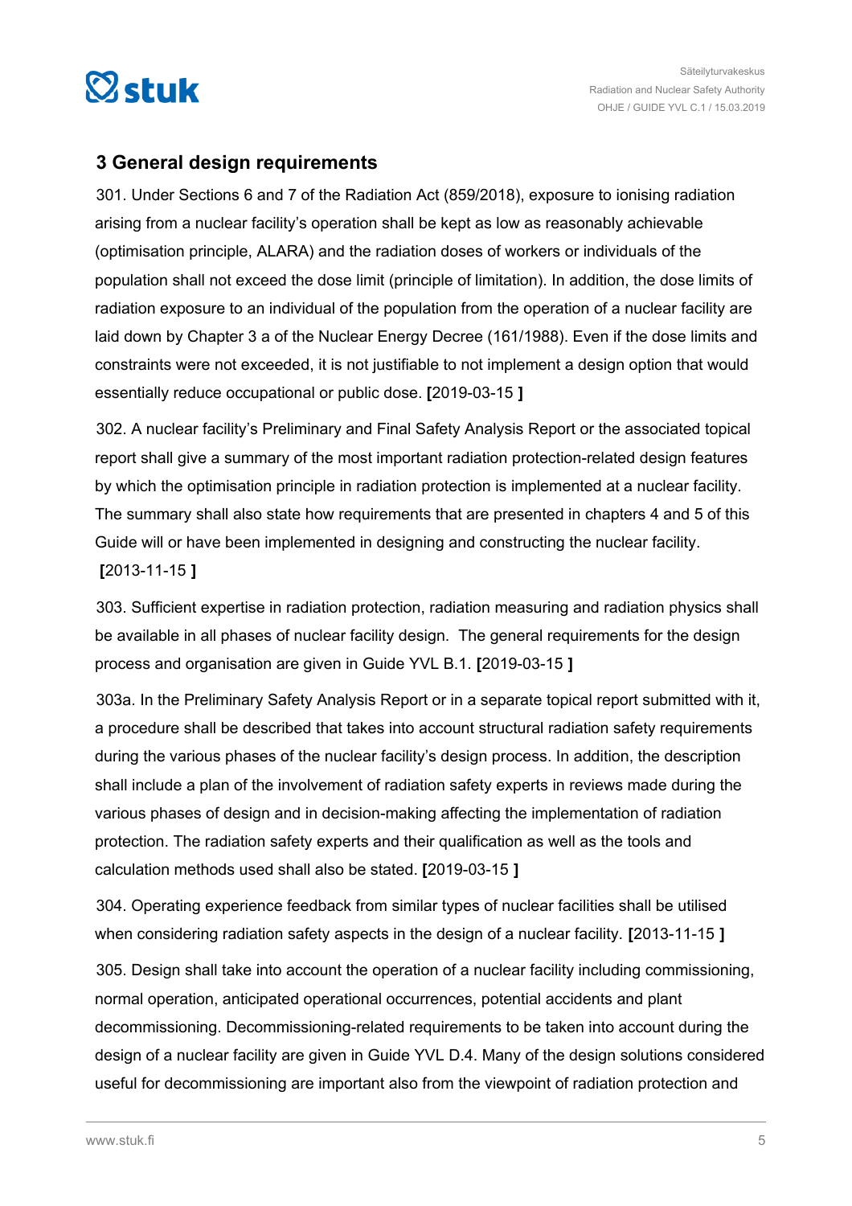## 3 General design requirements

301. Under Sections 6 and 7 of the Radiation Act (859/2018), exposure to ionising radiation arising from a nuclear facility's operation shall be kept as low as reasonably achievable (optimisation principle, ALARA) and the radiation doses of workers or individuals of the population shall not exceed the dose limit (principle of limitation). In addition, the dose limits of radiation exposure to an individual of the population from the operation of a nuclear facility are laid down by Chapter 3 a of the Nuclear Energy Decree (161/1988). Even if the dose limits and constraints were not exceeded, it is not justifiable to not implement a design option that would essentially reduce occupational or public dose. **[**2019-03-15 **]**

302. A nuclear facility's Preliminary and Final Safety Analysis Report or the associated topical report shall give a summary of the most important radiation protection-related design features by which the optimisation principle in radiation protection is implemented at a nuclear facility. The summary shall also state how requirements that are presented in chapters 4 and 5 of this Guide will or have been implemented in designing and constructing the nuclear facility. **[**2013-11-15 **]**

303. Sufficient expertise in radiation protection, radiation measuring and radiation physics shall be available in all phases of nuclear facility design. The general requirements for the design process and organisation are given in Guide YVL B.1. **[**2019-03-15 **]**

303a. In the Preliminary Safety Analysis Report or in a separate topical report submitted with it, a procedure shall be described that takes into account structural radiation safety requirements during the various phases of the nuclear facility's design process. In addition, the description shall include a plan of the involvement of radiation safety experts in reviews made during the various phases of design and in decision-making affecting the implementation of radiation protection. The radiation safety experts and their qualification as well as the tools and calculation methods used shall also be stated. **[**2019-03-15 **]**

304. Operating experience feedback from similar types of nuclear facilities shall be utilised when considering radiation safety aspects in the design of a nuclear facility. **[**2013-11-15 **]**

305. Design shall take into account the operation of a nuclear facility including commissioning, normal operation, anticipated operational occurrences, potential accidents and plant decommissioning. Decommissioning-related requirements to be taken into account during the design of a nuclear facility are given in Guide YVL D.4. Many of the design solutions considered useful for decommissioning are important also from the viewpoint of radiation protection and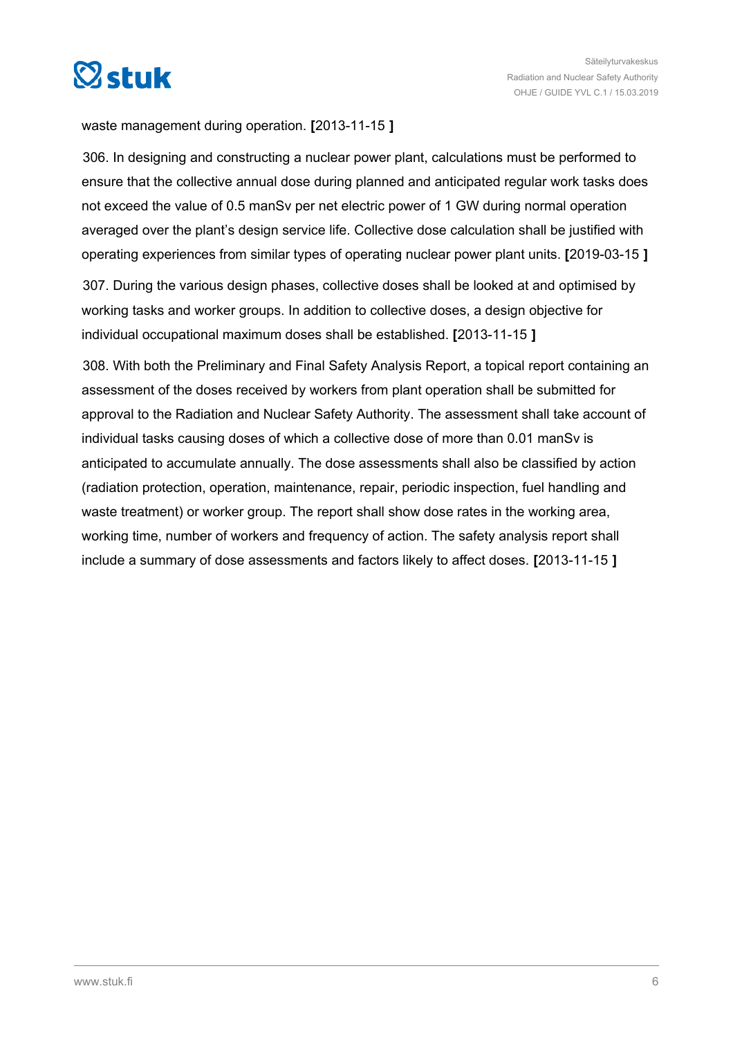waste management during operation. **[**2013-11-15 **]**

306. In designing and constructing a nuclear power plant, calculations must be performed to ensure that the collective annual dose during planned and anticipated regular work tasks does not exceed the value of 0.5 manSv per net electric power of 1 GW during normal operation averaged over the plant's design service life. Collective dose calculation shall be justified with operating experiences from similar types of operating nuclear power plant units. **[**2019-03-15 **]**

307. During the various design phases, collective doses shall be looked at and optimised by working tasks and worker groups. In addition to collective doses, a design objective for individual occupational maximum doses shall be established. **[**2013-11-15 **]**

308. With both the Preliminary and Final Safety Analysis Report, a topical report containing an assessment of the doses received by workers from plant operation shall be submitted for approval to the Radiation and Nuclear Safety Authority. The assessment shall take account of individual tasks causing doses of which a collective dose of more than 0.01 manSv is anticipated to accumulate annually. The dose assessments shall also be classified by action (radiation protection, operation, maintenance, repair, periodic inspection, fuel handling and waste treatment) or worker group. The report shall show dose rates in the working area, working time, number of workers and frequency of action. The safety analysis report shall include a summary of dose assessments and factors likely to affect doses. **[**2013-11-15 **]**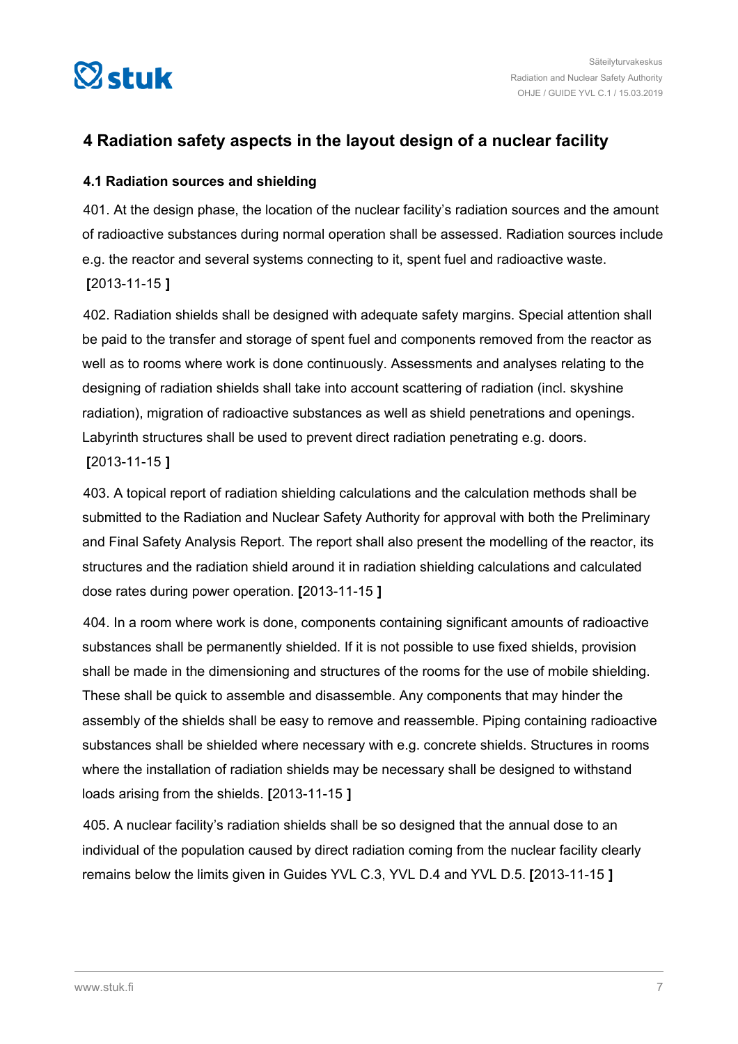# 4 Radiation safety aspects in the layout design of a nuclear facility

## 4.1 Radiation sources and shielding

401. At the design phase, the location of the nuclear facility's radiation sources and the amount of radioactive substances during normal operation shall be assessed. Radiation sources include e.g. the reactor and several systems connecting to it, spent fuel and radioactive waste. **[**2013-11-15 **]**

402. Radiation shields shall be designed with adequate safety margins. Special attention shall be paid to the transfer and storage of spent fuel and components removed from the reactor as well as to rooms where work is done continuously. Assessments and analyses relating to the designing of radiation shields shall take into account scattering of radiation (incl. skyshine radiation), migration of radioactive substances as well as shield penetrations and openings. Labyrinth structures shall be used to prevent direct radiation penetrating e.g. doors. **[**2013-11-15 **]**

403. A topical report of radiation shielding calculations and the calculation methods shall be submitted to the Radiation and Nuclear Safety Authority for approval with both the Preliminary and Final Safety Analysis Report. The report shall also present the modelling of the reactor, its structures and the radiation shield around it in radiation shielding calculations and calculated dose rates during power operation. **[**2013-11-15 **]**

404. In a room where work is done, components containing significant amounts of radioactive substances shall be permanently shielded. If it is not possible to use fixed shields, provision shall be made in the dimensioning and structures of the rooms for the use of mobile shielding. These shall be quick to assemble and disassemble. Any components that may hinder the assembly of the shields shall be easy to remove and reassemble. Piping containing radioactive substances shall be shielded where necessary with e.g. concrete shields. Structures in rooms where the installation of radiation shields may be necessary shall be designed to withstand loads arising from the shields. **[**2013-11-15 **]**

405. A nuclear facility's radiation shields shall be so designed that the annual dose to an individual of the population caused by direct radiation coming from the nuclear facility clearly remains below the limits given in Guides YVL C.3, YVL D.4 and YVL D.5. **[**2013-11-15 **]**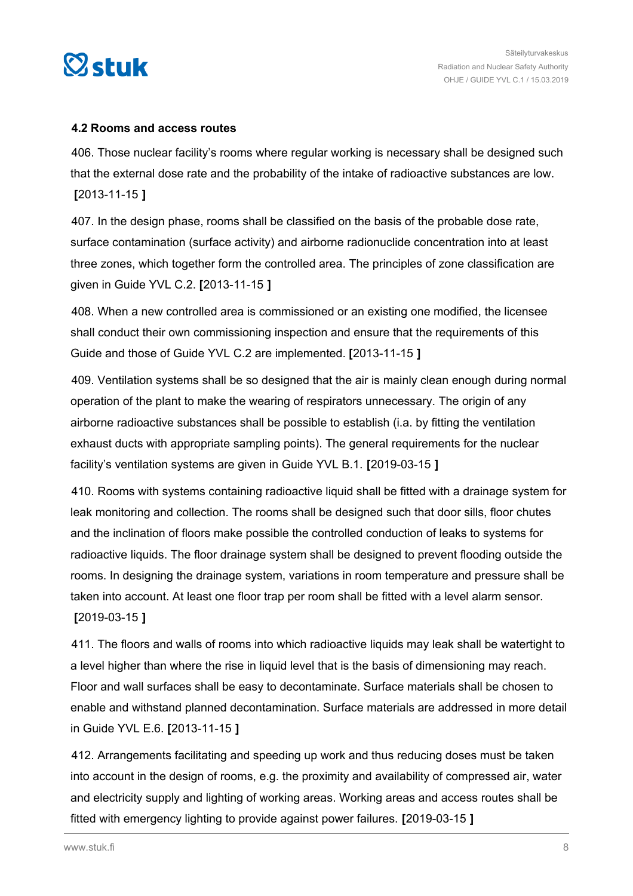### 4.2 Rooms and access routes

406. Those nuclear facility's rooms where regular working is necessary shall be designed such that the external dose rate and the probability of the intake of radioactive substances are low. **[**2013-11-15 **]**

407. In the design phase, rooms shall be classified on the basis of the probable dose rate, surface contamination (surface activity) and airborne radionuclide concentration into at least three zones, which together form the controlled area. The principles of zone classification are given in Guide YVL C.2. **[**2013-11-15 **]**

408. When a new controlled area is commissioned or an existing one modified, the licensee shall conduct their own commissioning inspection and ensure that the requirements of this Guide and those of Guide YVL C.2 are implemented. **[**2013-11-15 **]**

409. Ventilation systems shall be so designed that the air is mainly clean enough during normal operation of the plant to make the wearing of respirators unnecessary. The origin of any airborne radioactive substances shall be possible to establish (i.a. by fitting the ventilation exhaust ducts with appropriate sampling points). The general requirements for the nuclear facility's ventilation systems are given in Guide YVL B.1. **[**2019-03-15 **]**

410. Rooms with systems containing radioactive liquid shall be fitted with a drainage system for leak monitoring and collection. The rooms shall be designed such that door sills, floor chutes and the inclination of floors make possible the controlled conduction of leaks to systems for radioactive liquids. The floor drainage system shall be designed to prevent flooding outside the rooms. In designing the drainage system, variations in room temperature and pressure shall be taken into account. At least one floor trap per room shall be fitted with a level alarm sensor. **[**2019-03-15 **]**

411. The floors and walls of rooms into which radioactive liquids may leak shall be watertight to a level higher than where the rise in liquid level that is the basis of dimensioning may reach. Floor and wall surfaces shall be easy to decontaminate. Surface materials shall be chosen to enable and withstand planned decontamination. Surface materials are addressed in more detail in Guide YVL E.6. **[**2013-11-15 **]**

412. Arrangements facilitating and speeding up work and thus reducing doses must be taken into account in the design of rooms, e.g. the proximity and availability of compressed air, water and electricity supply and lighting of working areas. Working areas and access routes shall be fitted with emergency lighting to provide against power failures. **[**2019-03-15 **]**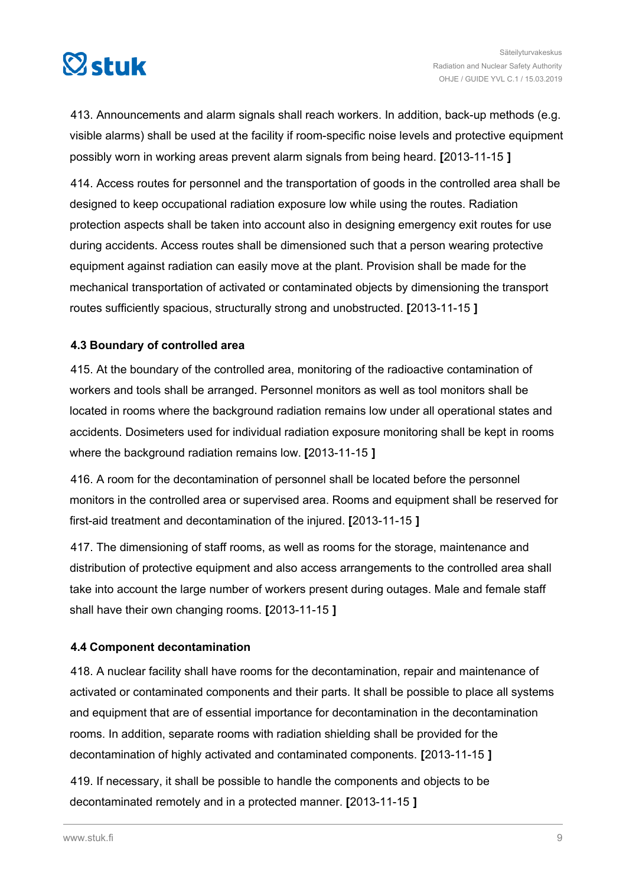413. Announcements and alarm signals shall reach workers. In addition, back-up methods (e.g. visible alarms) shall be used at the facility if room-specific noise levels and protective equipment possibly worn in working areas prevent alarm signals from being heard. **[**2013-11-15 **]**

414. Access routes for personnel and the transportation of goods in the controlled area shall be designed to keep occupational radiation exposure low while using the routes. Radiation protection aspects shall be taken into account also in designing emergency exit routes for use during accidents. Access routes shall be dimensioned such that a person wearing protective equipment against radiation can easily move at the plant. Provision shall be made for the mechanical transportation of activated or contaminated objects by dimensioning the transport routes sufficiently spacious, structurally strong and unobstructed. **[**2013-11-15 **]**

### 4.3 Boundary of controlled area

415. At the boundary of the controlled area, monitoring of the radioactive contamination of workers and tools shall be arranged. Personnel monitors as well as tool monitors shall be located in rooms where the background radiation remains low under all operational states and accidents. Dosimeters used for individual radiation exposure monitoring shall be kept in rooms where the background radiation remains low. **[**2013-11-15 **]**

416. A room for the decontamination of personnel shall be located before the personnel monitors in the controlled area or supervised area. Rooms and equipment shall be reserved for first-aid treatment and decontamination of the injured. **[**2013-11-15 **]**

417. The dimensioning of staff rooms, as well as rooms for the storage, maintenance and distribution of protective equipment and also access arrangements to the controlled area shall take into account the large number of workers present during outages. Male and female staff shall have their own changing rooms. **[**2013-11-15 **]**

### 4.4 Component decontamination

418. A nuclear facility shall have rooms for the decontamination, repair and maintenance of activated or contaminated components and their parts. It shall be possible to place all systems and equipment that are of essential importance for decontamination in the decontamination rooms. In addition, separate rooms with radiation shielding shall be provided for the decontamination of highly activated and contaminated components. **[**2013-11-15 **]**

419. If necessary, it shall be possible to handle the components and objects to be decontaminated remotely and in a protected manner. **[**2013-11-15 **]**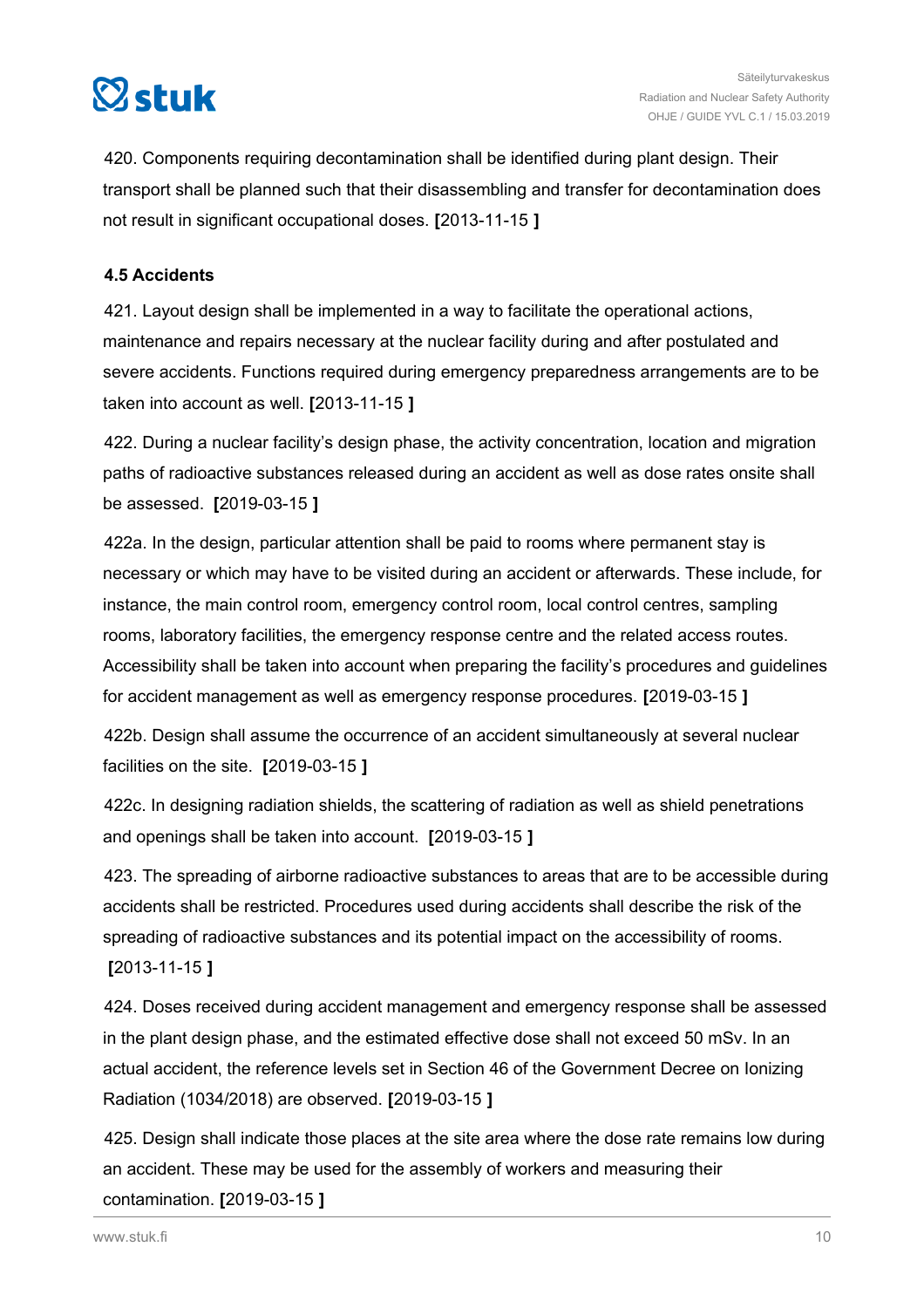420. Components requiring decontamination shall be identified during plant design. Their transport shall be planned such that their disassembling and transfer for decontamination does not result in significant occupational doses. **[**2013-11-15 **]**

### 4.5 Accidents

421. Layout design shall be implemented in a way to facilitate the operational actions, maintenance and repairs necessary at the nuclear facility during and after postulated and severe accidents. Functions required during emergency preparedness arrangements are to be taken into account as well. **[**2013-11-15 **]**

422. During a nuclear facility's design phase, the activity concentration, location and migration paths of radioactive substances released during an accident as well as dose rates onsite shall be assessed. **[**2019-03-15 **]**

422a. In the design, particular attention shall be paid to rooms where permanent stay is necessary or which may have to be visited during an accident or afterwards. These include, for instance, the main control room, emergency control room, local control centres, sampling rooms, laboratory facilities, the emergency response centre and the related access routes. Accessibility shall be taken into account when preparing the facility's procedures and guidelines for accident management as well as emergency response procedures. **[**2019-03-15 **]**

422b. Design shall assume the occurrence of an accident simultaneously at several nuclear facilities on the site. **[**2019-03-15 **]**

422c. In designing radiation shields, the scattering of radiation as well as shield penetrations and openings shall be taken into account. **[**2019-03-15 **]**

423. The spreading of airborne radioactive substances to areas that are to be accessible during accidents shall be restricted. Procedures used during accidents shall describe the risk of the spreading of radioactive substances and its potential impact on the accessibility of rooms. **[**2013-11-15 **]**

424. Doses received during accident management and emergency response shall be assessed in the plant design phase, and the estimated effective dose shall not exceed 50 mSv. In an actual accident, the reference levels set in Section 46 of the Government Decree on Ionizing Radiation (1034/2018) are observed. **[**2019-03-15 **]**

425. Design shall indicate those places at the site area where the dose rate remains low during an accident. These may be used for the assembly of workers and measuring their contamination. **[**2019-03-15 **]**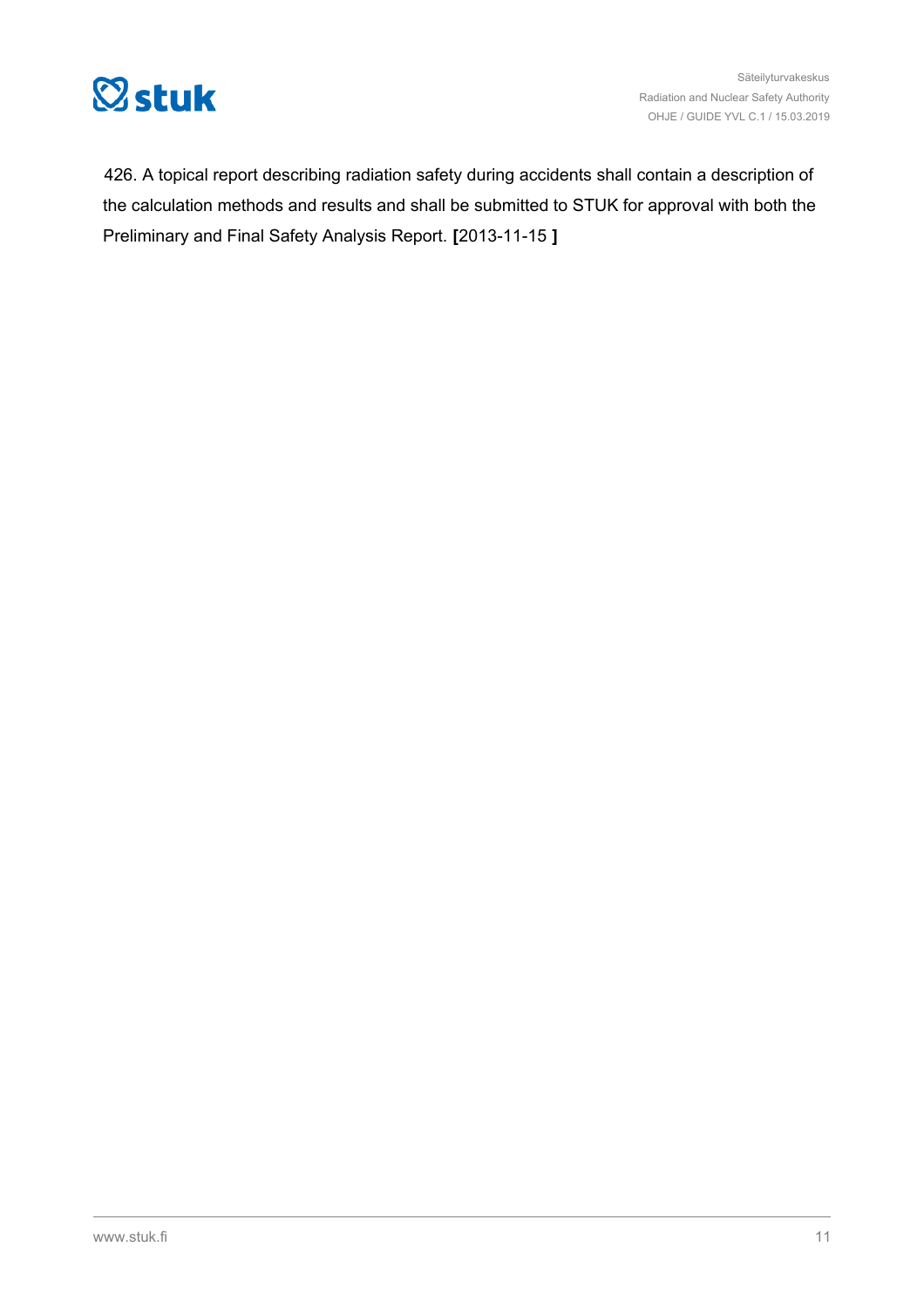426. A topical report describing radiation safety during accidents shall contain a description of the calculation methods and results and shall be submitted to STUK for approval with both the Preliminary and Final Safety Analysis Report. **[**2013-11-15 **]**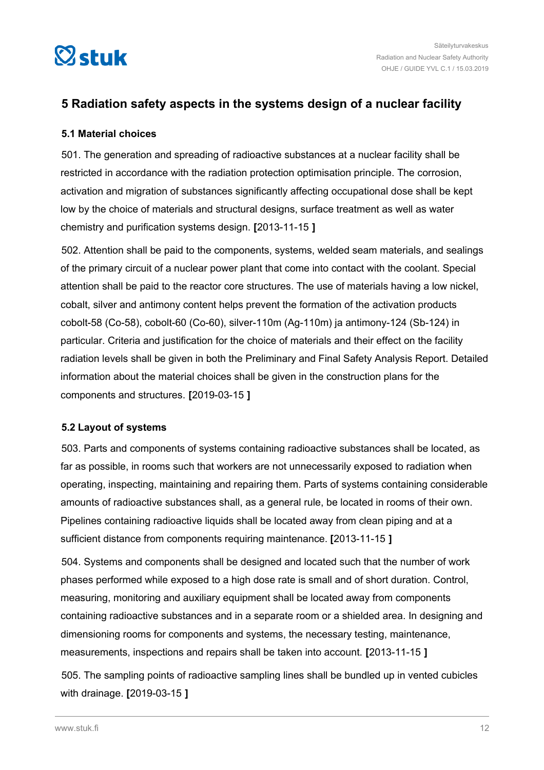## 5 Radiation safety aspects in the systems design of a nuclear facility

### 5.1 Material choices

501. The generation and spreading of radioactive substances at a nuclear facility shall be restricted in accordance with the radiation protection optimisation principle. The corrosion, activation and migration of substances significantly affecting occupational dose shall be kept low by the choice of materials and structural designs, surface treatment as well as water chemistry and purification systems design. **[**2013-11-15 **]**

502. Attention shall be paid to the components, systems, welded seam materials, and sealings of the primary circuit of a nuclear power plant that come into contact with the coolant. Special attention shall be paid to the reactor core structures. The use of materials having a low nickel, cobalt, silver and antimony content helps prevent the formation of the activation products cobalt-58 (Co-58), cobalt-60 (Co-60), silver-110m (Ag-110m) ja antimony-124 (Sb-124) in particular. Criteria and justification for the choice of materials and their effect on the facility radiation levels shall be given in both the Preliminary and Final Safety Analysis Report. Detailed information about the material choices shall be given in the construction plans for the components and structures. **[**2019-03-15 **]**

### 5.2 Layout of systems

503. Parts and components of systems containing radioactive substances shall be located, as far as possible, in rooms such that workers are not unnecessarily exposed to radiation when operating, inspecting, maintaining and repairing them. Parts of systems containing considerable amounts of radioactive substances shall, as a general rule, be located in rooms of their own. Pipelines containing radioactive liquids shall be located away from clean piping and at a sufficient distance from components requiring maintenance. **[**2013-11-15 **]**

504. Systems and components shall be designed and located such that the number of work phases performed while exposed to a high dose rate is small and of short duration. Control, measuring, monitoring and auxiliary equipment shall be located away from components containing radioactive substances and in a separate room or a shielded area. In designing and dimensioning rooms for components and systems, the necessary testing, maintenance, measurements, inspections and repairs shall be taken into account. **[**2013-11-15 **]**

505. The sampling points of radioactive sampling lines shall be bundled up in vented cubicles with drainage. **[**2019-03-15 **]**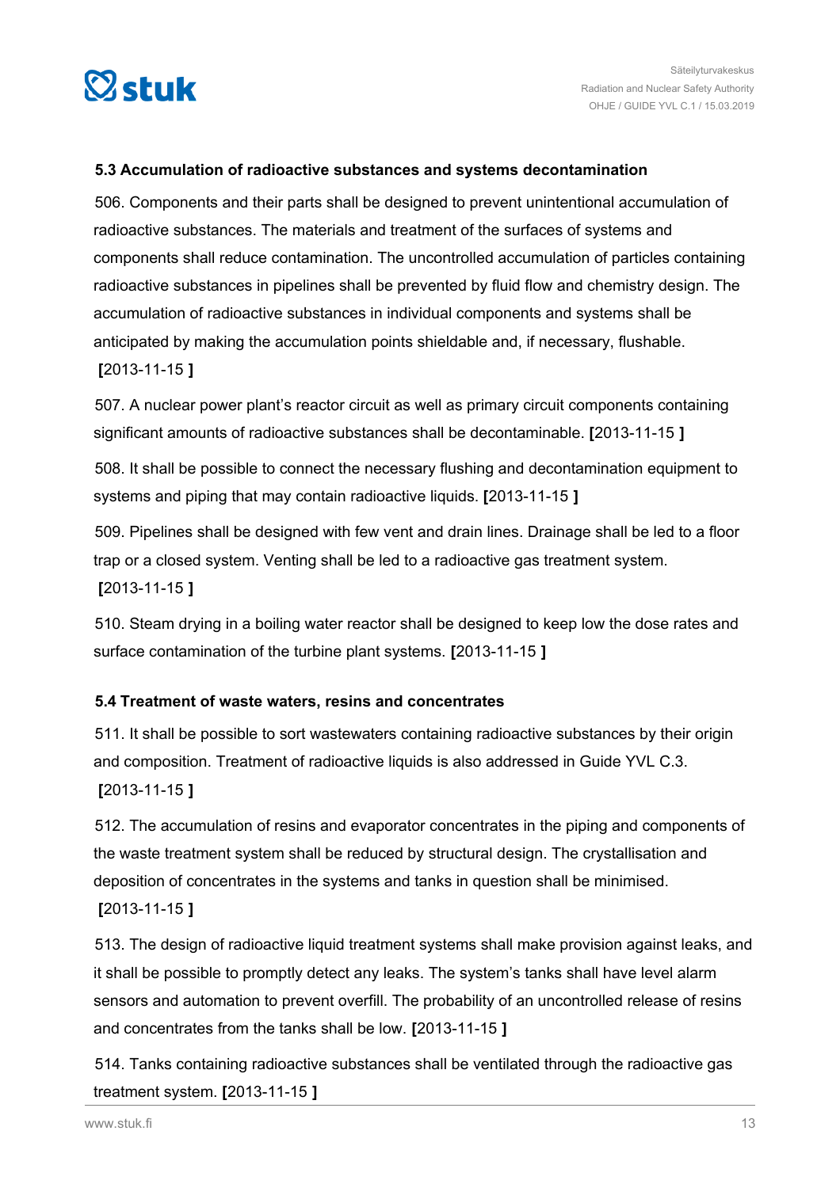### 5.3 Accumulation of radioactive substances and systems decontamination

506. Components and their parts shall be designed to prevent unintentional accumulation of radioactive substances. The materials and treatment of the surfaces of systems and components shall reduce contamination. The uncontrolled accumulation of particles containing radioactive substances in pipelines shall be prevented by fluid flow and chemistry design. The accumulation of radioactive substances in individual components and systems shall be anticipated by making the accumulation points shieldable and, if necessary, flushable. **[**2013-11-15 **]**

507. A nuclear power plant's reactor circuit as well as primary circuit components containing significant amounts of radioactive substances shall be decontaminable. **[**2013-11-15 **]**

508. It shall be possible to connect the necessary flushing and decontamination equipment to systems and piping that may contain radioactive liquids. **[**2013-11-15 **]**

509. Pipelines shall be designed with few vent and drain lines. Drainage shall be led to a floor trap or a closed system. Venting shall be led to a radioactive gas treatment system. **[**2013-11-15 **]**

510. Steam drying in a boiling water reactor shall be designed to keep low the dose rates and surface contamination of the turbine plant systems. **[**2013-11-15 **]**

### 5.4 Treatment of waste waters, resins and concentrates

511. It shall be possible to sort wastewaters containing radioactive substances by their origin and composition. Treatment of radioactive liquids is also addressed in Guide YVL C.3. **[**2013-11-15 **]**

512. The accumulation of resins and evaporator concentrates in the piping and components of the waste treatment system shall be reduced by structural design. The crystallisation and deposition of concentrates in the systems and tanks in question shall be minimised. **[**2013-11-15 **]**

513. The design of radioactive liquid treatment systems shall make provision against leaks, and it shall be possible to promptly detect any leaks. The system's tanks shall have level alarm sensors and automation to prevent overfill. The probability of an uncontrolled release of resins and concentrates from the tanks shall be low. **[**2013-11-15 **]**

514. Tanks containing radioactive substances shall be ventilated through the radioactive gas treatment system. **[**2013-11-15 **]**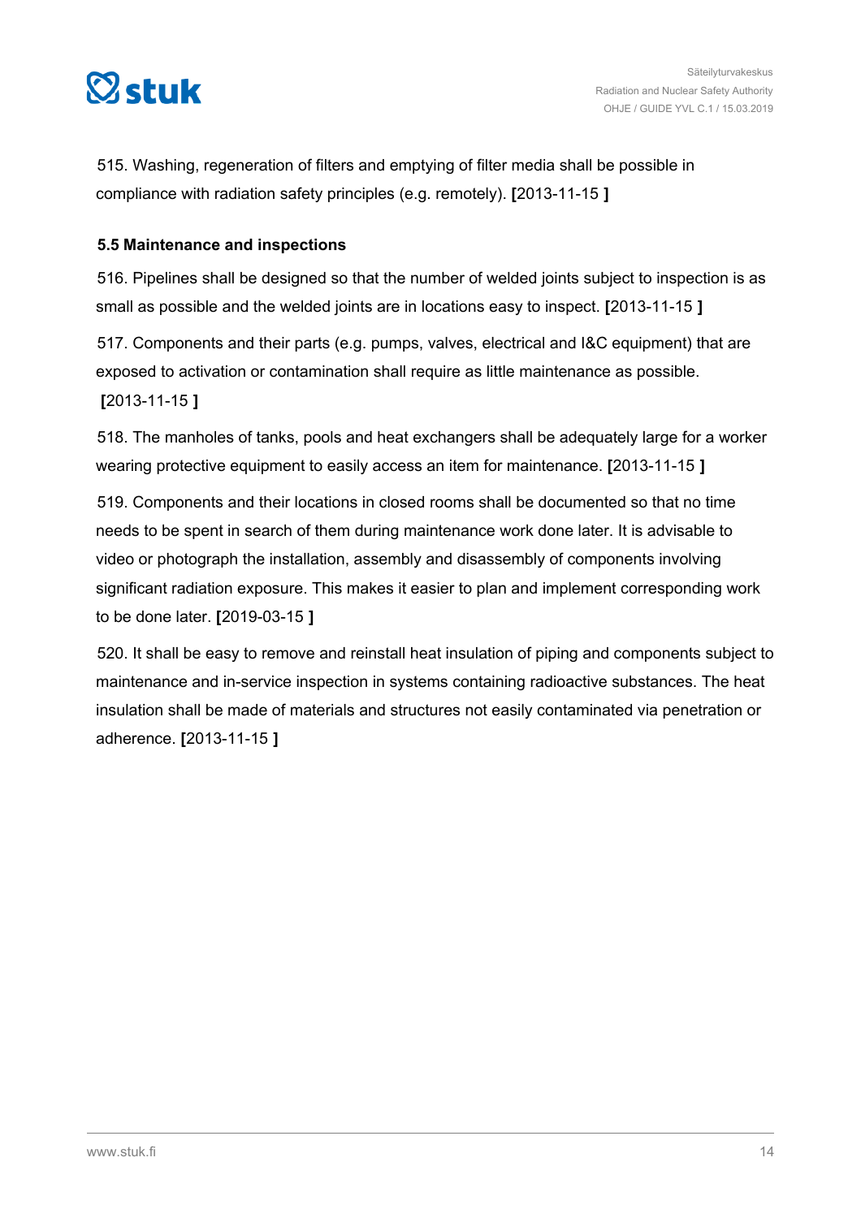515. Washing, regeneration of filters and emptying of filter media shall be possible in compliance with radiation safety principles (e.g. remotely). **[**2013-11-15 **]**

### 5.5 Maintenance and inspections

516. Pipelines shall be designed so that the number of welded joints subject to inspection is as small as possible and the welded joints are in locations easy to inspect. **[**2013-11-15 **]**

517. Components and their parts (e.g. pumps, valves, electrical and I&C equipment) that are exposed to activation or contamination shall require as little maintenance as possible. **[**2013-11-15 **]**

518. The manholes of tanks, pools and heat exchangers shall be adequately large for a worker wearing protective equipment to easily access an item for maintenance. **[**2013-11-15 **]**

519. Components and their locations in closed rooms shall be documented so that no time needs to be spent in search of them during maintenance work done later. It is advisable to video or photograph the installation, assembly and disassembly of components involving significant radiation exposure. This makes it easier to plan and implement corresponding work to be done later. **[**2019-03-15 **]**

520. It shall be easy to remove and reinstall heat insulation of piping and components subject to maintenance and in-service inspection in systems containing radioactive substances. The heat insulation shall be made of materials and structures not easily contaminated via penetration or adherence. **[**2013-11-15 **]**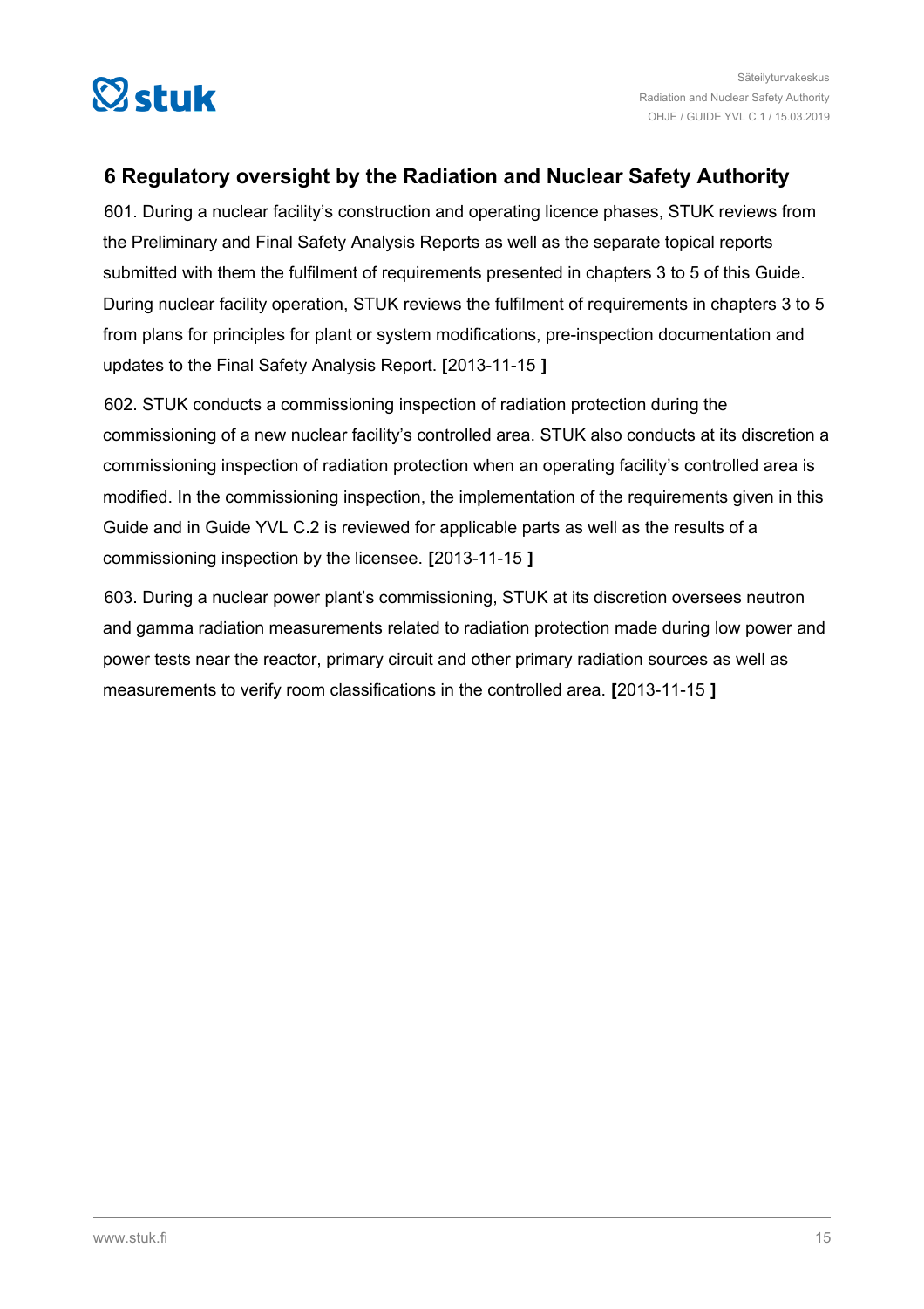## 6 Regulatory oversight by the Radiation and Nuclear Safety Authority

601. During a nuclear facility's construction and operating licence phases, STUK reviews from the Preliminary and Final Safety Analysis Reports as well as the separate topical reports submitted with them the fulfilment of requirements presented in chapters 3 to 5 of this Guide. During nuclear facility operation, STUK reviews the fulfilment of requirements in chapters 3 to 5 from plans for principles for plant or system modifications, pre-inspection documentation and updates to the Final Safety Analysis Report. **[**2013-11-15 **]**

602. STUK conducts a commissioning inspection of radiation protection during the commissioning of a new nuclear facility's controlled area. STUK also conducts at its discretion a commissioning inspection of radiation protection when an operating facility's controlled area is modified. In the commissioning inspection, the implementation of the requirements given in this Guide and in Guide YVL C.2 is reviewed for applicable parts as well as the results of a commissioning inspection by the licensee. **[**2013-11-15 **]**

603. During a nuclear power plant's commissioning, STUK at its discretion oversees neutron and gamma radiation measurements related to radiation protection made during low power and power tests near the reactor, primary circuit and other primary radiation sources as well as measurements to verify room classifications in the controlled area. **[**2013-11-15 **]**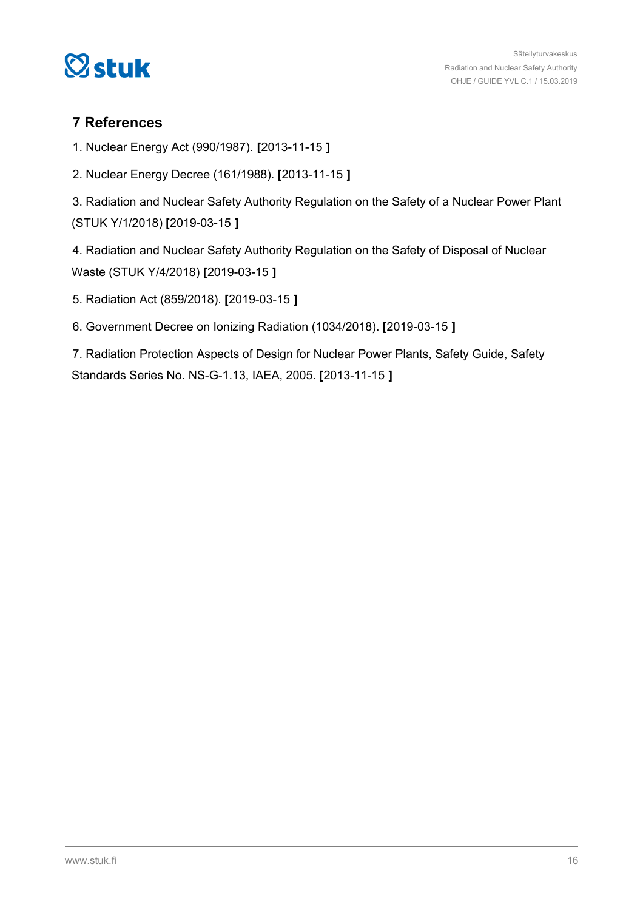## 7 References

1. Nuclear Energy Act (990/1987). **[**2013-11-15 **]**

2. Nuclear Energy Decree (161/1988). **[**2013-11-15 **]**

3. Radiation and Nuclear Safety Authority Regulation on the Safety of a Nuclear Power Plant (STUK Y/1/2018) **[**2019-03-15 **]**

4. Radiation and Nuclear Safety Authority Regulation on the Safety of Disposal of Nuclear Waste (STUK Y/4/2018) **[**2019-03-15 **]**

5. Radiation Act (859/2018). **[**2019-03-15 **]**

6. Government Decree on Ionizing Radiation (1034/2018). **[**2019-03-15 **]**

7. Radiation Protection Aspects of Design for Nuclear Power Plants, Safety Guide, Safety Standards Series No. NS-G-1.13, IAEA, 2005. **[**2013-11-15 **]**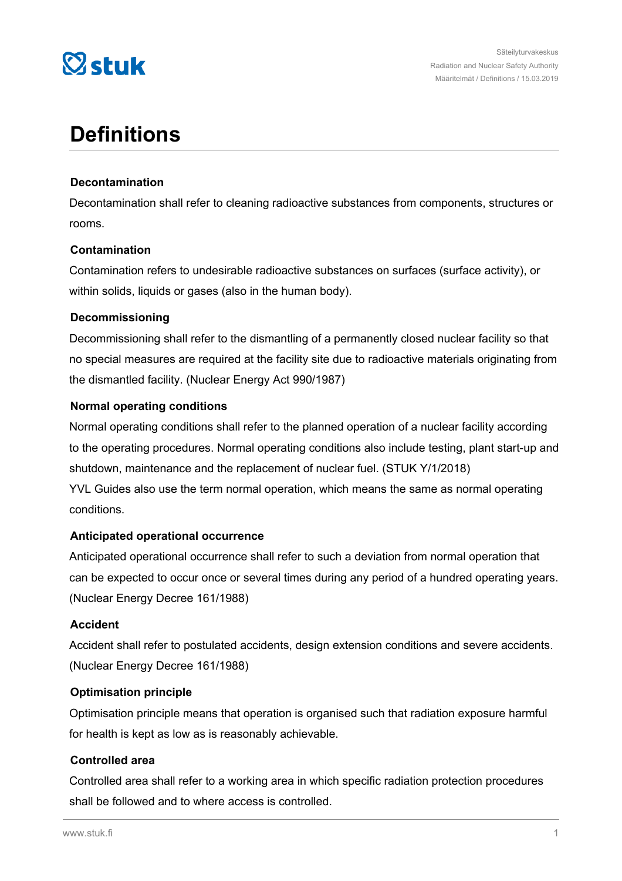# Definitions

### Decontamination

Decontamination shall refer to cleaning radioactive substances from components, structures or rooms.

### Contamination

Contamination refers to undesirable radioactive substances on surfaces (surface activity), or within solids, liquids or gases (also in the human body).

### Decommissioning

Decommissioning shall refer to the dismantling of a permanently closed nuclear facility so that no special measures are required at the facility site due to radioactive materials originating from the dismantled facility. (Nuclear Energy Act 990/1987)

### Normal operating conditions

Normal operating conditions shall refer to the planned operation of a nuclear facility according to the operating procedures. Normal operating conditions also include testing, plant start-up and shutdown, maintenance and the replacement of nuclear fuel. (STUK Y/1/2018)
YVL Guides also use the term normal operation, which means the same as normal operating conditions.

### Anticipated operational occurrence

Anticipated operational occurrence shall refer to such a deviation from normal operation that can be expected to occur once or several times during any period of a hundred operating years. (Nuclear Energy Decree 161/1988)

### Accident

Accident shall refer to postulated accidents, design extension conditions and severe accidents. (Nuclear Energy Decree 161/1988)

### Optimisation principle

Optimisation principle means that operation is organised such that radiation exposure harmful for health is kept as low as is reasonably achievable.

### Controlled area

Controlled area shall refer to a working area in which specific radiation protection procedures shall be followed and to where access is controlled.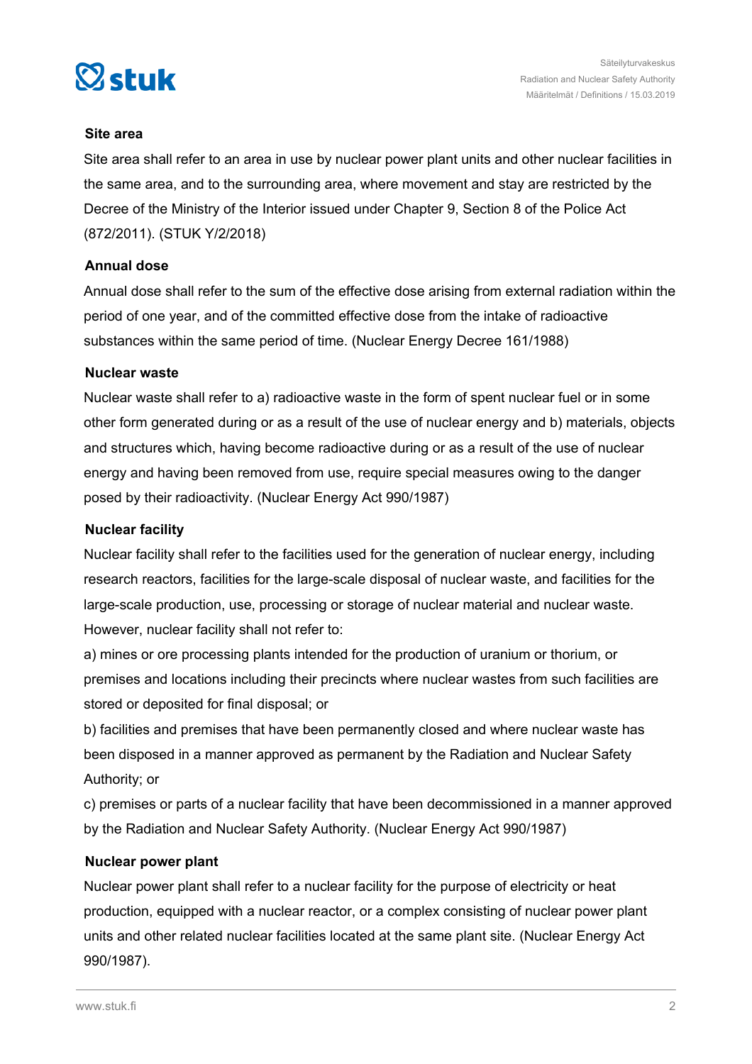### Site area

Site area shall refer to an area in use by nuclear power plant units and other nuclear facilities in the same area, and to the surrounding area, where movement and stay are restricted by the Decree of the Ministry of the Interior issued under Chapter 9, Section 8 of the Police Act (872/2011). (STUK Y/2/2018)

### Annual dose

Annual dose shall refer to the sum of the effective dose arising from external radiation within the period of one year, and of the committed effective dose from the intake of radioactive substances within the same period of time. (Nuclear Energy Decree 161/1988)

### Nuclear waste

Nuclear waste shall refer to a) radioactive waste in the form of spent nuclear fuel or in some other form generated during or as a result of the use of nuclear energy and b) materials, objects and structures which, having become radioactive during or as a result of the use of nuclear energy and having been removed from use, require special measures owing to the danger posed by their radioactivity. (Nuclear Energy Act 990/1987)

### Nuclear facility

Nuclear facility shall refer to the facilities used for the generation of nuclear energy, including research reactors, facilities for the large-scale disposal of nuclear waste, and facilities for the large-scale production, use, processing or storage of nuclear material and nuclear waste. However, nuclear facility shall not refer to:

a) mines or ore processing plants intended for the production of uranium or thorium, or premises and locations including their precincts where nuclear wastes from such facilities are stored or deposited for final disposal; or

b) facilities and premises that have been permanently closed and where nuclear waste has been disposed in a manner approved as permanent by the Radiation and Nuclear Safety Authority; or

c) premises or parts of a nuclear facility that have been decommissioned in a manner approved by the Radiation and Nuclear Safety Authority. (Nuclear Energy Act 990/1987)

### Nuclear power plant

Nuclear power plant shall refer to a nuclear facility for the purpose of electricity or heat production, equipped with a nuclear reactor, or a complex consisting of nuclear power plant units and other related nuclear facilities located at the same plant site. (Nuclear Energy Act 990/1987).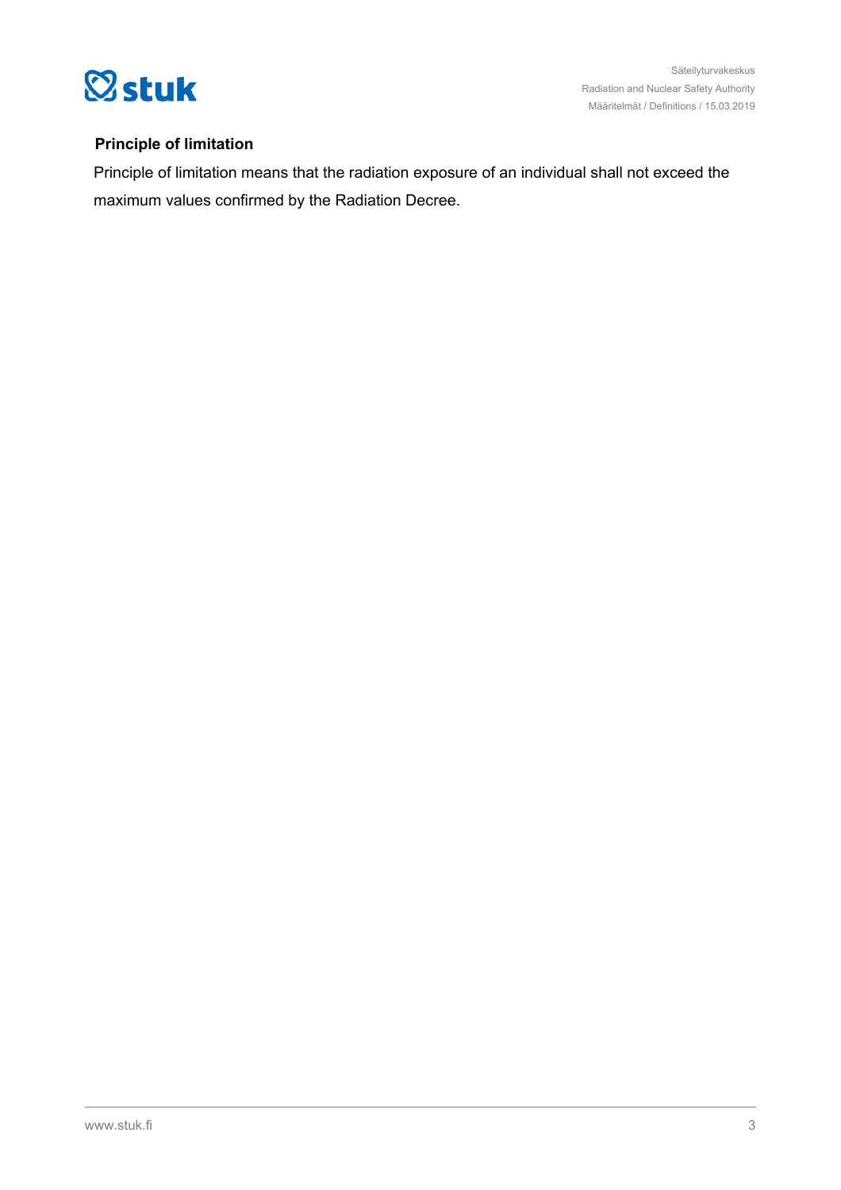**Principle of limitation**

Principle of limitation means that the radiation exposure of an individual shall not exceed the maximum values confirmed by the Radiation Decree.